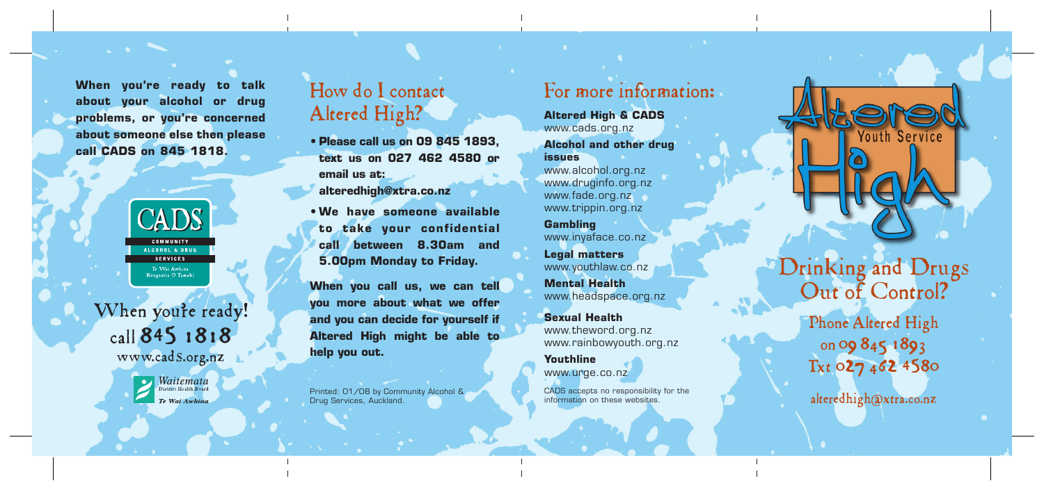**When you're ready to talk about your alcohol or drug problems, or you're concerned about someone else then please call CADS on 845 1818.**

CADS
COMMUNITY
ALCOHOL & DRUG
SERVICES
Te Wai Awhina
Rongoatia O Tamaki

When you're ready!
call 845 1818
www.cads.org.nz

Waitemata District Health Board
Te Wai Awhina

## How do I contact Altered High?

- **Please call us on 09 845 1893, text us on 027 462 4580 or email us at: alteredhigh@xtra.co.nz**
- **We have someone available to take your confidential call between 8.30am and 5.00pm Monday to Friday.**

**When you call us, we can tell you more about what we offer and you can decide for yourself if Altered High might be able to help you out.**

Printed: 01/08 by Community Alcohol & Drug Services, Auckland.

## For more information:

**Altered High & CADS**
www.cads.org.nz

**Alcohol and other drug issues**
www.alcohol.org.nz
www.druginfo.org.nz
www.fade.org.nz
www.trippin.org.nz

**Gambling**
www.inyaface.co.nz

**Legal matters**
www.youthlaw.co.nz

**Mental Health**
www.headspace.org.nz

**Sexual Health**
www.theword.org.nz
www.rainbowyouth.org.nz

**Youthline**
www.urge.co.nz

CADS accepts no responsibility for the information on these websites.

# Altered High
Youth Service

## Drinking and Drugs Out of Control?

Phone Altered High
on 09 845 1893
Txt 027 462 4580

alteredhigh@xtra.co.nz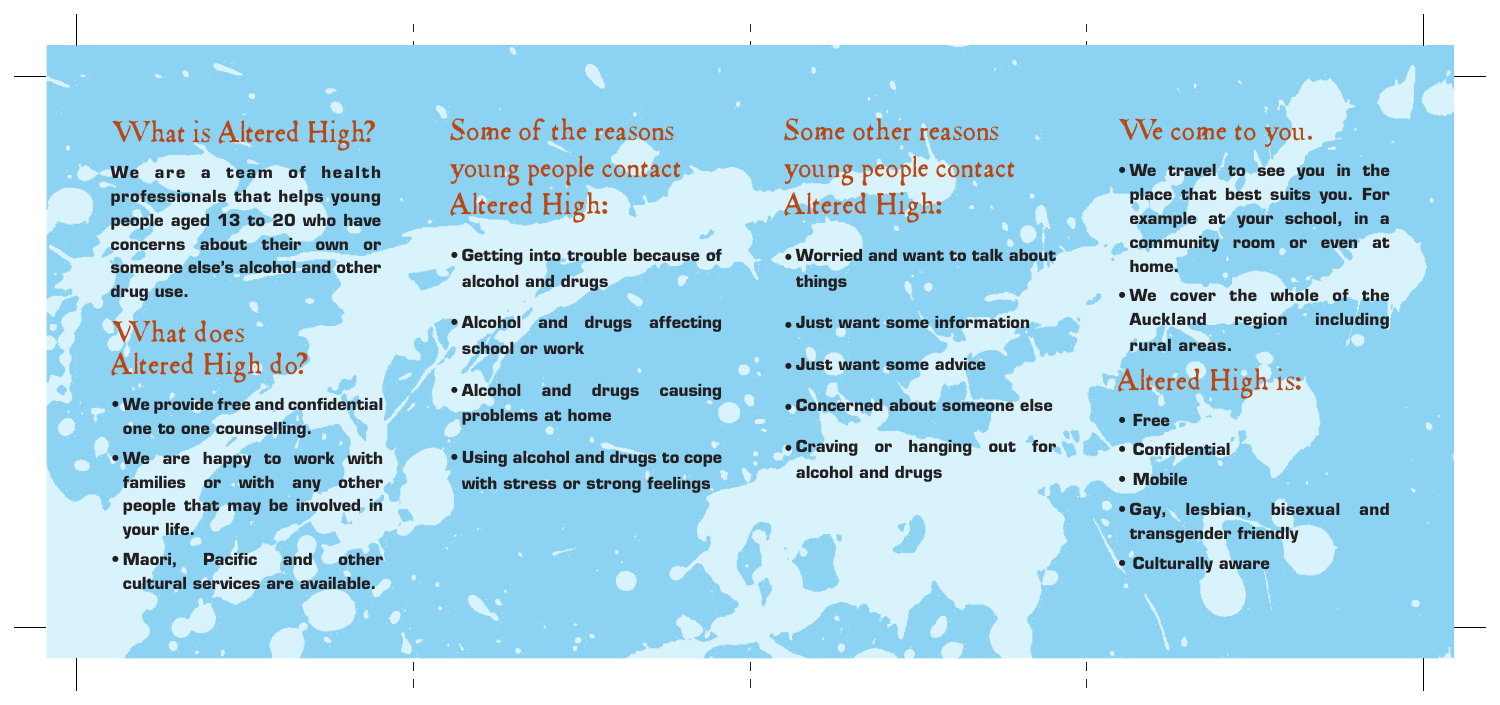## What is Altered High?

**We are a team of health professionals that helps young people aged 13 to 20 who have concerns about their own or someone else's alcohol and other drug use.**

## What does Altered High do?

- **We provide free and confidential one to one counselling.**
- **We are happy to work with families or with any other people that may be involved in your life.**
- **Maori, Pacific and other cultural services are available.**

## Some of the reasons young people contact Altered High:

- **Getting into trouble because of alcohol and drugs**
- **Alcohol and drugs affecting school or work**
- **Alcohol and drugs causing problems at home**
- **Using alcohol and drugs to cope with stress or strong feelings**

## Some other reasons young people contact Altered High:

- **Worried and want to talk about things**
- **Just want some information**
- **Just want some advice**
- **Concerned about someone else**
- **Craving or hanging out for alcohol and drugs**

## We come to you.

- **We travel to see you in the place that best suits you. For example at your school, in a community room or even at home.**
- **We cover the whole of the Auckland region including rural areas.**

## Altered High is:

- **Free**
- **Confidential**
- **Mobile**
- **Gay, lesbian, bisexual and transgender friendly**
- **Culturally aware**